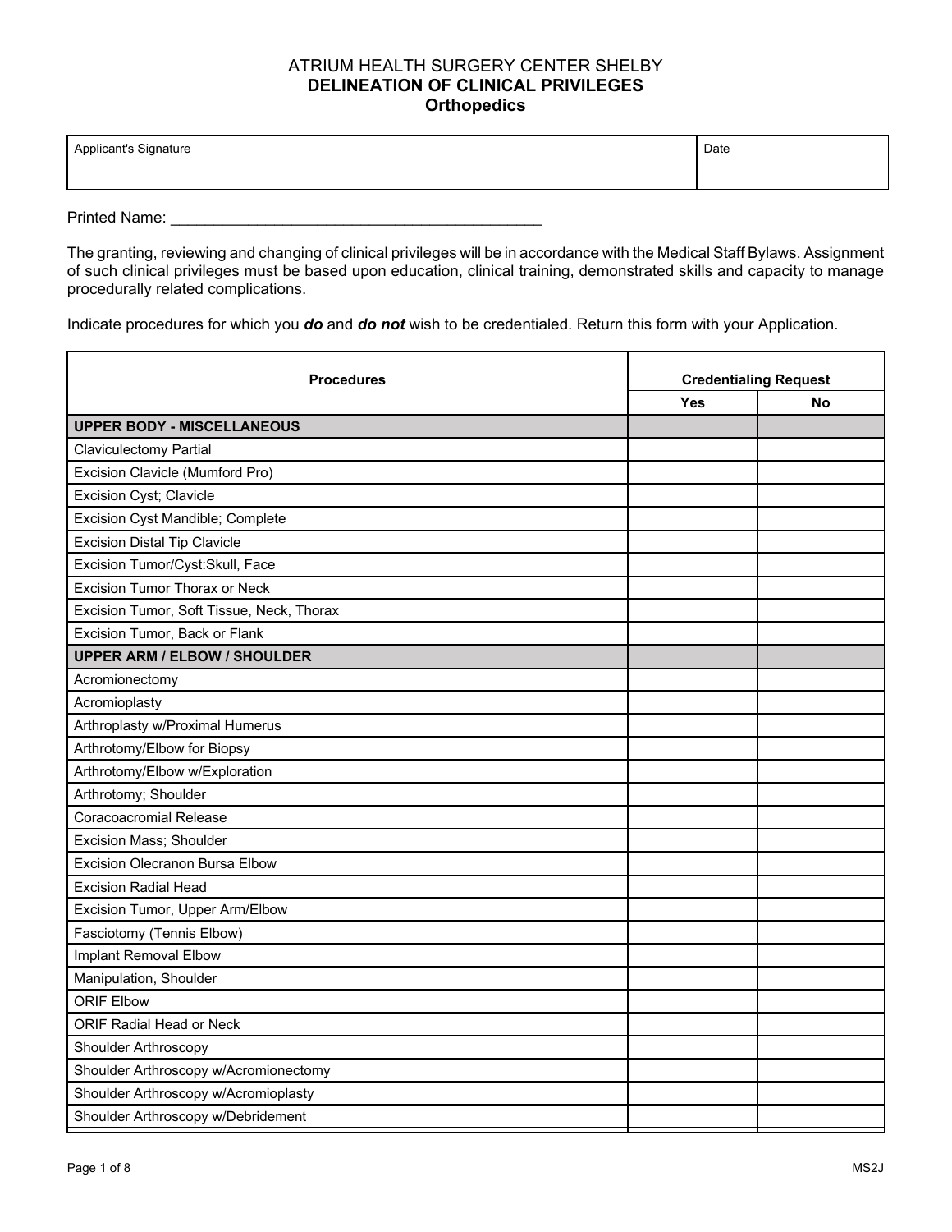# ATRIUM HEALTH SURGERY CENTER SHELBY
## DELINEATION OF CLINICAL PRIVILEGES
### Orthopedics

| Applicant's Signature | Date |
|---|---|
| | |

Printed Name: ____________________________________________

The granting, reviewing and changing of clinical privileges will be in accordance with the Medical Staff Bylaws. Assignment of such clinical privileges must be based upon education, clinical training, demonstrated skills and capacity to manage procedurally related complications.

Indicate procedures for which you ***do*** and ***do not*** wish to be credentialed. Return this form with your Application.

| Procedures | Credentialing Request | |
|---|---|---|
| | **Yes** | **No** |
| **UPPER BODY - MISCELLANEOUS** | | |
| Claviculectomy Partial | | |
| Excision Clavicle (Mumford Pro) | | |
| Excision Cyst; Clavicle | | |
| Excision Cyst Mandible; Complete | | |
| Excision Distal Tip Clavicle | | |
| Excision Tumor/Cyst:Skull, Face | | |
| Excision Tumor Thorax or Neck | | |
| Excision Tumor, Soft Tissue, Neck, Thorax | | |
| Excision Tumor, Back or Flank | | |
| **UPPER ARM / ELBOW / SHOULDER** | | |
| Acromionectomy | | |
| Acromioplasty | | |
| Arthroplasty w/Proximal Humerus | | |
| Arthrotomy/Elbow for Biopsy | | |
| Arthrotomy/Elbow w/Exploration | | |
| Arthrotomy; Shoulder | | |
| Coracoacromial Release | | |
| Excision Mass; Shoulder | | |
| Excision Olecranon Bursa Elbow | | |
| Excision Radial Head | | |
| Excision Tumor, Upper Arm/Elbow | | |
| Fasciotomy (Tennis Elbow) | | |
| Implant Removal Elbow | | |
| Manipulation, Shoulder | | |
| ORIF Elbow | | |
| ORIF Radial Head or Neck | | |
| Shoulder Arthroscopy | | |
| Shoulder Arthroscopy w/Acromionectomy | | |
| Shoulder Arthroscopy w/Acromioplasty | | |
| Shoulder Arthroscopy w/Debridement | | |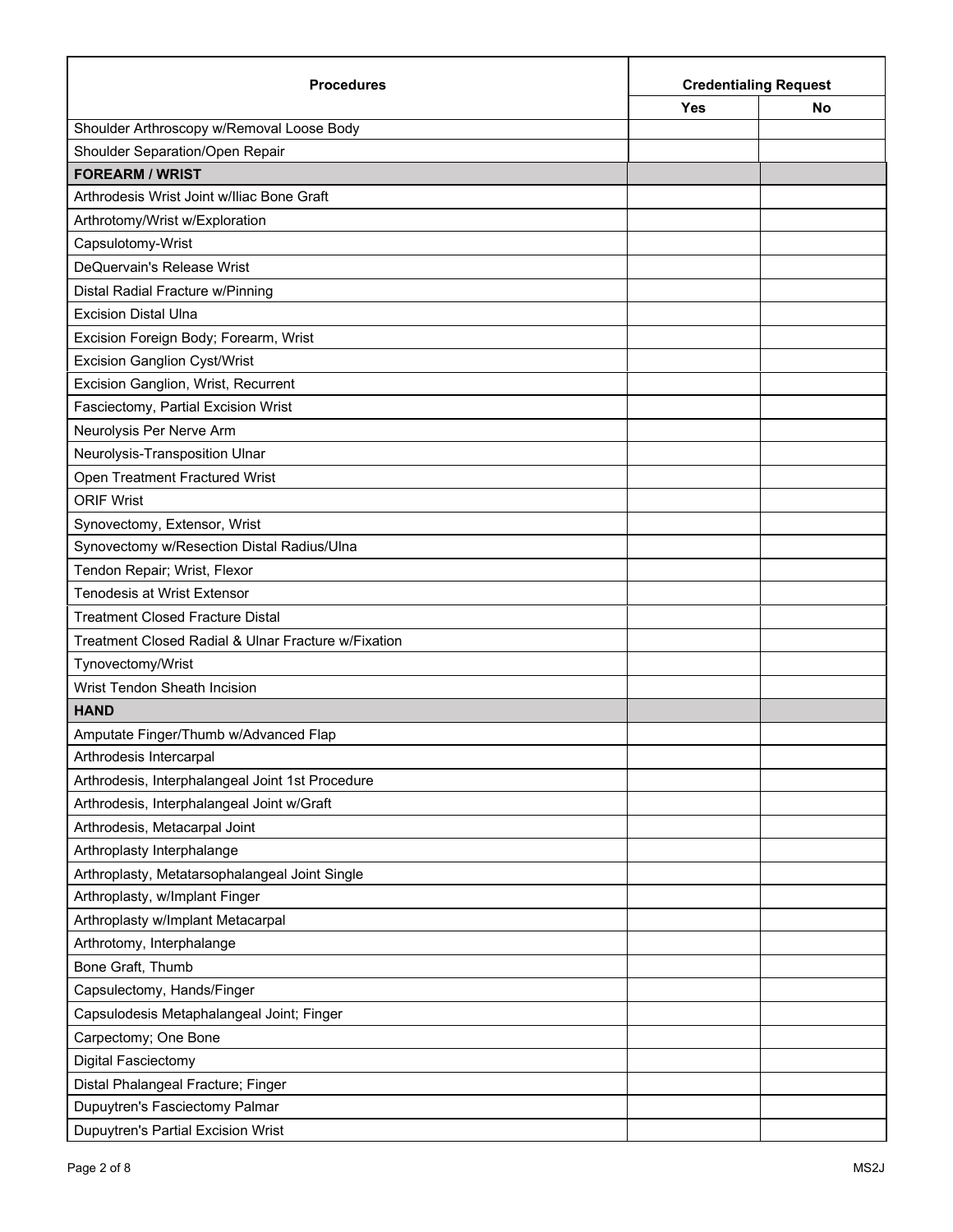| Procedures | Credentialing Request | |
|---|---|---|
| | Yes | No |
| Shoulder Arthroscopy w/Removal Loose Body | | |
| Shoulder Separation/Open Repair | | |
| **FOREARM / WRIST** | | |
| Arthrodesis Wrist Joint w/Iliac Bone Graft | | |
| Arthrotomy/Wrist w/Exploration | | |
| Capsulotomy-Wrist | | |
| DeQuervain's Release Wrist | | |
| Distal Radial Fracture w/Pinning | | |
| Excision Distal Ulna | | |
| Excision Foreign Body; Forearm, Wrist | | |
| Excision Ganglion Cyst/Wrist | | |
| Excision Ganglion, Wrist, Recurrent | | |
| Fasciectomy, Partial Excision Wrist | | |
| Neurolysis Per Nerve Arm | | |
| Neurolysis-Transposition Ulnar | | |
| Open Treatment Fractured Wrist | | |
| ORIF Wrist | | |
| Synovectomy, Extensor, Wrist | | |
| Synovectomy w/Resection Distal Radius/Ulna | | |
| Tendon Repair; Wrist, Flexor | | |
| Tenodesis at Wrist Extensor | | |
| Treatment Closed Fracture Distal | | |
| Treatment Closed Radial & Ulnar Fracture w/Fixation | | |
| Tynovectomy/Wrist | | |
| Wrist Tendon Sheath Incision | | |
| **HAND** | | |
| Amputate Finger/Thumb w/Advanced Flap | | |
| Arthrodesis Intercarpal | | |
| Arthrodesis, Interphalangeal Joint 1st Procedure | | |
| Arthrodesis, Interphalangeal Joint w/Graft | | |
| Arthrodesis, Metacarpal Joint | | |
| Arthroplasty Interphalange | | |
| Arthroplasty, Metatarsophalangeal Joint Single | | |
| Arthroplasty, w/Implant Finger | | |
| Arthroplasty w/Implant Metacarpal | | |
| Arthrotomy, Interphalange | | |
| Bone Graft, Thumb | | |
| Capsulectomy, Hands/Finger | | |
| Capsulodesis Metaphalangeal Joint; Finger | | |
| Carpectomy; One Bone | | |
| Digital Fasciectomy | | |
| Distal Phalangeal Fracture; Finger | | |
| Dupuytren's Fasciectomy Palmar | | |
| Dupuytren's Partial Excision Wrist | | |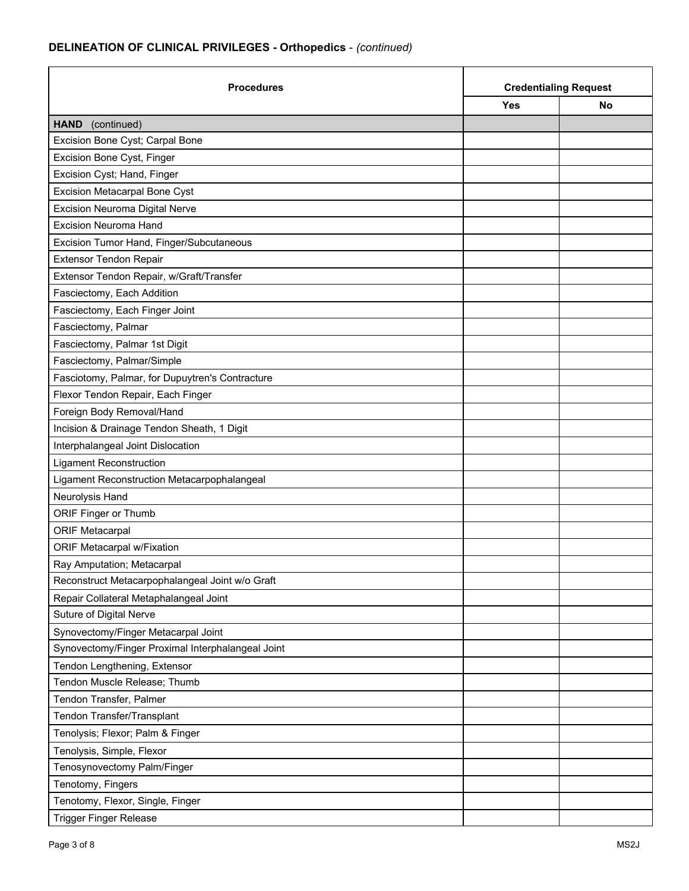## DELINEATION OF CLINICAL PRIVILEGES - Orthopedics - *(continued)*

| Procedures | Credentialing Request | |
|---|---|---|
| | **Yes** | **No** |
| **HAND** (continued) | | |
| Excision Bone Cyst; Carpal Bone | | |
| Excision Bone Cyst, Finger | | |
| Excision Cyst; Hand, Finger | | |
| Excision Metacarpal Bone Cyst | | |
| Excision Neuroma Digital Nerve | | |
| Excision Neuroma Hand | | |
| Excision Tumor Hand, Finger/Subcutaneous | | |
| Extensor Tendon Repair | | |
| Extensor Tendon Repair, w/Graft/Transfer | | |
| Fasciectomy, Each Addition | | |
| Fasciectomy, Each Finger Joint | | |
| Fasciectomy, Palmar | | |
| Fasciectomy, Palmar 1st Digit | | |
| Fasciectomy, Palmar/Simple | | |
| Fasciotomy, Palmar, for Dupuytren's Contracture | | |
| Flexor Tendon Repair, Each Finger | | |
| Foreign Body Removal/Hand | | |
| Incision & Drainage Tendon Sheath, 1 Digit | | |
| Interphalangeal Joint Dislocation | | |
| Ligament Reconstruction | | |
| Ligament Reconstruction Metacarpophalangeal | | |
| Neurolysis Hand | | |
| ORIF Finger or Thumb | | |
| ORIF Metacarpal | | |
| ORIF Metacarpal w/Fixation | | |
| Ray Amputation; Metacarpal | | |
| Reconstruct Metacarpophalangeal Joint w/o Graft | | |
| Repair Collateral Metaphalangeal Joint | | |
| Suture of Digital Nerve | | |
| Synovectomy/Finger Metacarpal Joint | | |
| Synovectomy/Finger Proximal Interphalangeal Joint | | |
| Tendon Lengthening, Extensor | | |
| Tendon Muscle Release; Thumb | | |
| Tendon Transfer, Palmer | | |
| Tendon Transfer/Transplant | | |
| Tenolysis; Flexor; Palm & Finger | | |
| Tenolysis, Simple, Flexor | | |
| Tenosynovectomy Palm/Finger | | |
| Tenotomy, Fingers | | |
| Tenotomy, Flexor, Single, Finger | | |
| Trigger Finger Release | | |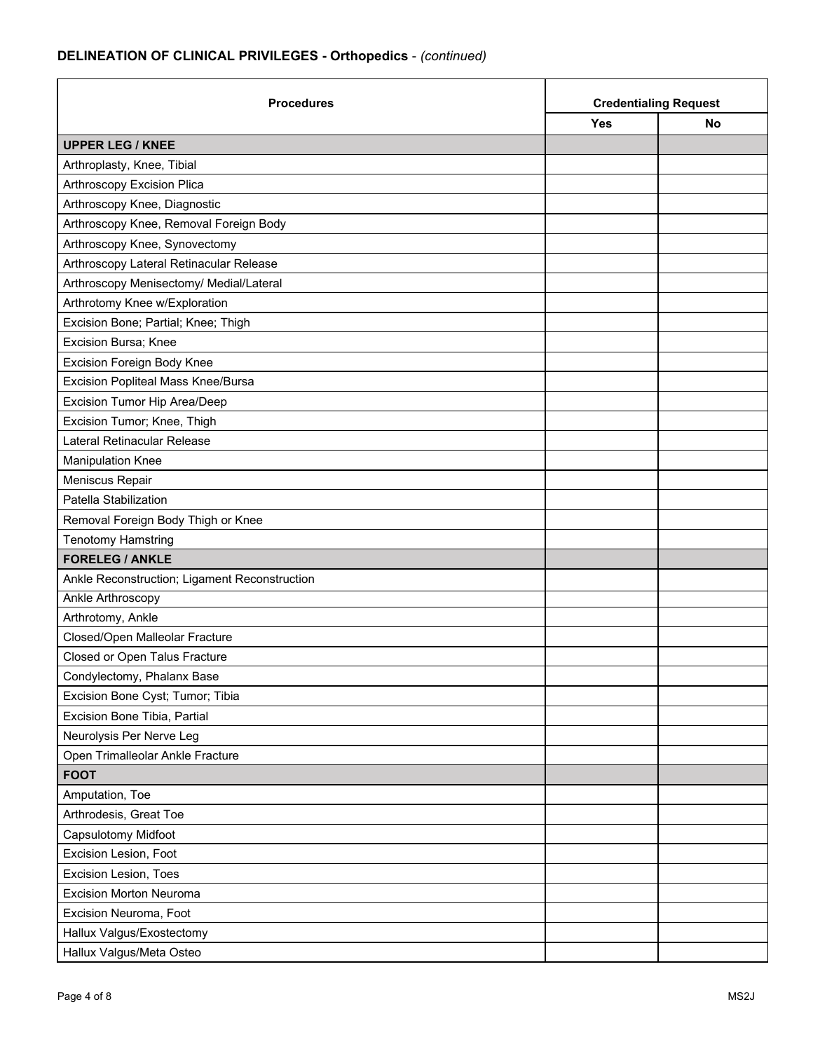**DELINEATION OF CLINICAL PRIVILEGES - Orthopedics** - *(continued)*

| Procedures | Credentialing Request | |
|---|---|---|
| | Yes | No |
| **UPPER LEG / KNEE** | | |
| Arthroplasty, Knee, Tibial | | |
| Arthroscopy Excision Plica | | |
| Arthroscopy Knee, Diagnostic | | |
| Arthroscopy Knee, Removal Foreign Body | | |
| Arthroscopy Knee, Synovectomy | | |
| Arthroscopy Lateral Retinacular Release | | |
| Arthroscopy Menisectomy/ Medial/Lateral | | |
| Arthrotomy Knee w/Exploration | | |
| Excision Bone; Partial; Knee; Thigh | | |
| Excision Bursa; Knee | | |
| Excision Foreign Body Knee | | |
| Excision Popliteal Mass Knee/Bursa | | |
| Excision Tumor Hip Area/Deep | | |
| Excision Tumor; Knee, Thigh | | |
| Lateral Retinacular Release | | |
| Manipulation Knee | | |
| Meniscus Repair | | |
| Patella Stabilization | | |
| Removal Foreign Body Thigh or Knee | | |
| Tenotomy Hamstring | | |
| **FORELEG / ANKLE** | | |
| Ankle Reconstruction; Ligament Reconstruction | | |
| Ankle Arthroscopy | | |
| Arthrotomy, Ankle | | |
| Closed/Open Malleolar Fracture | | |
| Closed or Open Talus Fracture | | |
| Condylectomy, Phalanx Base | | |
| Excision Bone Cyst; Tumor; Tibia | | |
| Excision Bone Tibia, Partial | | |
| Neurolysis Per Nerve Leg | | |
| Open Trimalleolar Ankle Fracture | | |
| **FOOT** | | |
| Amputation, Toe | | |
| Arthrodesis, Great Toe | | |
| Capsulotomy Midfoot | | |
| Excision Lesion, Foot | | |
| Excision Lesion, Toes | | |
| Excision Morton Neuroma | | |
| Excision Neuroma, Foot | | |
| Hallux Valgus/Exostectomy | | |
| Hallux Valgus/Meta Osteo | | |

MS2J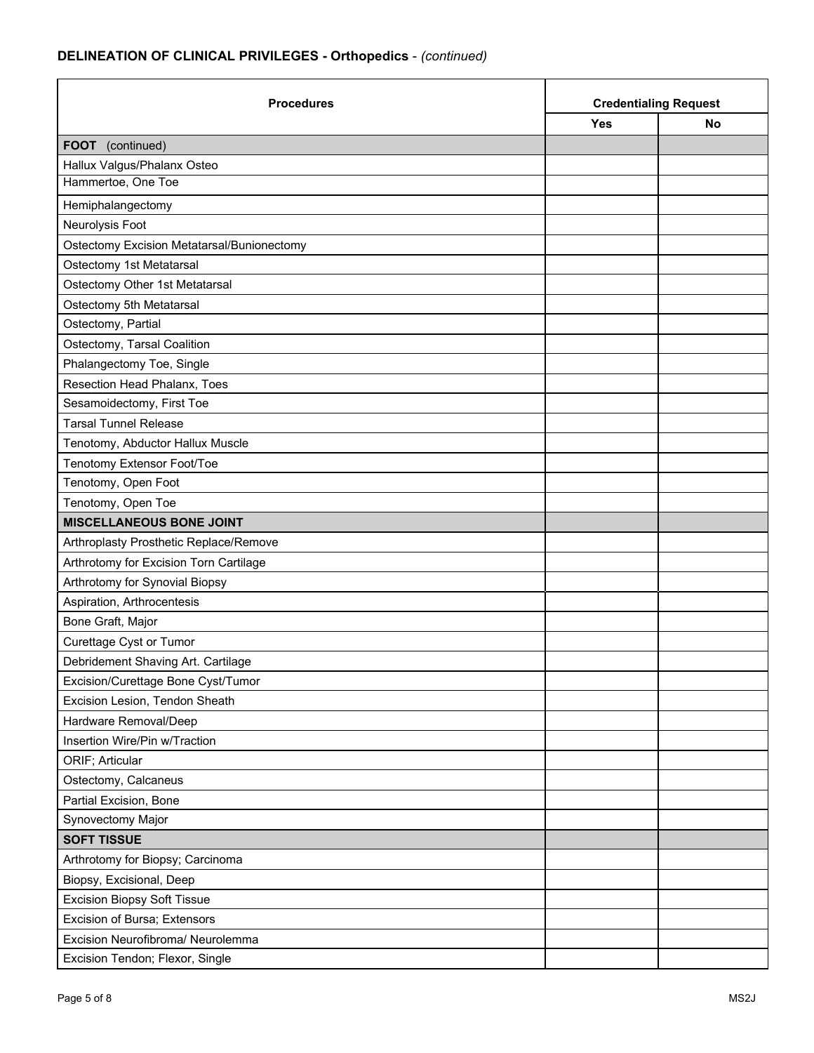## DELINEATION OF CLINICAL PRIVILEGES - Orthopedics - *(continued)*

| Procedures | Credentialing Request | |
|---|---|---|
| | Yes | No |
| **FOOT** (continued) | | |
| Hallux Valgus/Phalanx Osteo | | |
| Hammertoe, One Toe | | |
| Hemiphalangectomy | | |
| Neurolysis Foot | | |
| Ostectomy Excision Metatarsal/Bunionectomy | | |
| Ostectomy 1st Metatarsal | | |
| Ostectomy Other 1st Metatarsal | | |
| Ostectomy 5th Metatarsal | | |
| Ostectomy, Partial | | |
| Ostectomy, Tarsal Coalition | | |
| Phalangectomy Toe, Single | | |
| Resection Head Phalanx, Toes | | |
| Sesamoidectomy, First Toe | | |
| Tarsal Tunnel Release | | |
| Tenotomy, Abductor Hallux Muscle | | |
| Tenotomy Extensor Foot/Toe | | |
| Tenotomy, Open Foot | | |
| Tenotomy, Open Toe | | |
| **MISCELLANEOUS BONE JOINT** | | |
| Arthroplasty Prosthetic Replace/Remove | | |
| Arthrotomy for Excision Torn Cartilage | | |
| Arthrotomy for Synovial Biopsy | | |
| Aspiration, Arthrocentesis | | |
| Bone Graft, Major | | |
| Curettage Cyst or Tumor | | |
| Debridement Shaving Art. Cartilage | | |
| Excision/Curettage Bone Cyst/Tumor | | |
| Excision Lesion, Tendon Sheath | | |
| Hardware Removal/Deep | | |
| Insertion Wire/Pin w/Traction | | |
| ORIF; Articular | | |
| Ostectomy, Calcaneus | | |
| Partial Excision, Bone | | |
| Synovectomy Major | | |
| **SOFT TISSUE** | | |
| Arthrotomy for Biopsy; Carcinoma | | |
| Biopsy, Excisional, Deep | | |
| Excision Biopsy Soft Tissue | | |
| Excision of Bursa; Extensors | | |
| Excision Neurofibroma/ Neurolemma | | |
| Excision Tendon; Flexor, Single | | |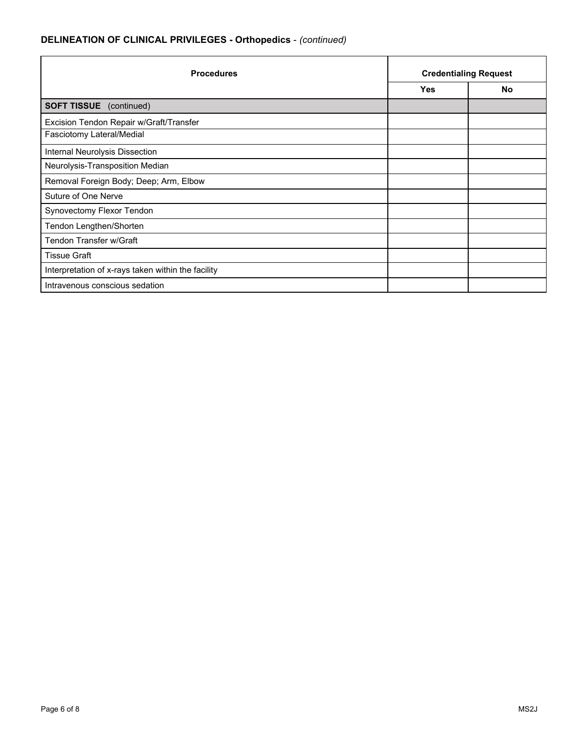**DELINEATION OF CLINICAL PRIVILEGES - Orthopedics** - *(continued)*

| Procedures | Credentialing Request | |
|---|---|---|
| | Yes | No |
| **SOFT TISSUE** (continued) | | |
| Excision Tendon Repair w/Graft/Transfer | | |
| Fasciotomy Lateral/Medial | | |
| Internal Neurolysis Dissection | | |
| Neurolysis-Transposition Median | | |
| Removal Foreign Body; Deep; Arm, Elbow | | |
| Suture of One Nerve | | |
| Synovectomy Flexor Tendon | | |
| Tendon Lengthen/Shorten | | |
| Tendon Transfer w/Graft | | |
| Tissue Graft | | |
| Interpretation of x-rays taken within the facility | | |
| Intravenous conscious sedation | | |